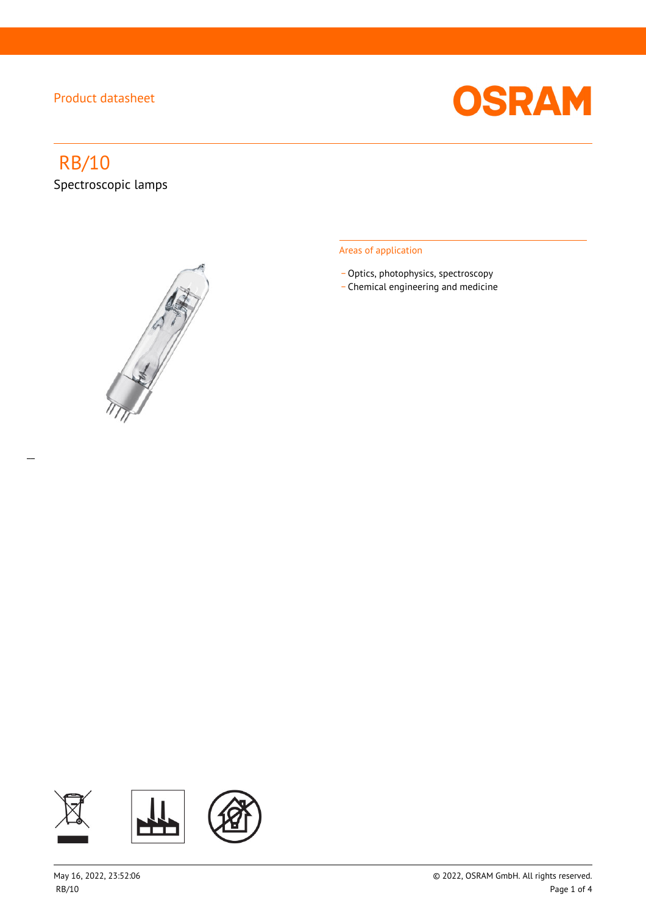Product datasheet

# RB/10

Spectroscopic lamps

## Areas of application

- Optics, photophysics, spectroscopy
- Chemical engineering and medicine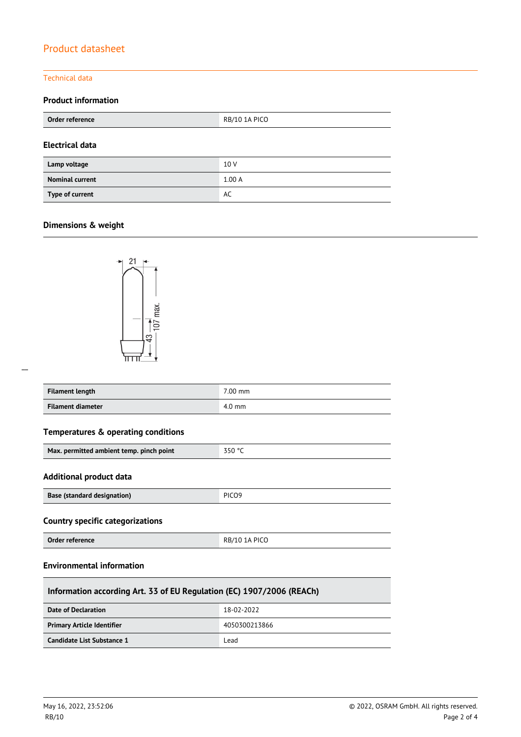# Product datasheet

## Technical data

### Product information

| Order reference | RB/10 1A PICO |
|---|---|

### Electrical data

| Lamp voltage | 10 V |
|---|---|
| Nominal current | 1.00 A |
| Type of current | AC |

### Dimensions & weight

| Filament length | 7.00 mm |
|---|---|
| Filament diameter | 4.0 mm |

### Temperatures & operating conditions

| Max. permitted ambient temp. pinch point | 350 °C |
|---|---|

### Additional product data

| Base (standard designation) | PICO9 |
|---|---|

### Country specific categorizations

| Order reference | RB/10 1A PICO |
|---|---|

### Environmental information

| Information according Art. 33 of EU Regulation (EC) 1907/2006 (REACh) | |
|---|---|
| Date of Declaration | 18-02-2022 |
| Primary Article Identifier | 4050300213866 |
| Candidate List Substance 1 | Lead |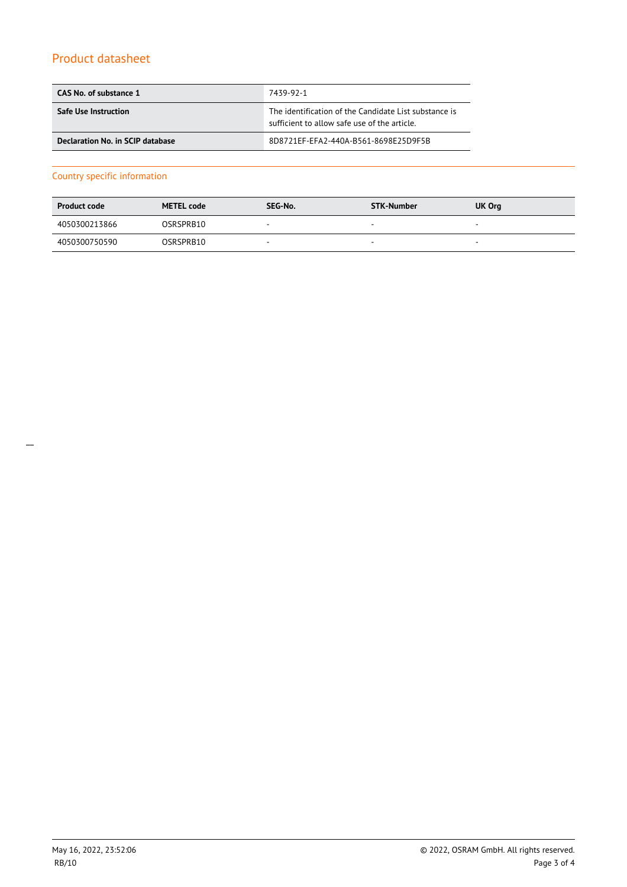## Product datasheet

| CAS No. of substance 1 | 7439-92-1 |
| --- | --- |
| **Safe Use Instruction** | The identification of the Candidate List substance is sufficient to allow safe use of the article. |
| **Declaration No. in SCIP database** | 8D8721EF-EFA2-440A-B561-8698E25D9F5B |

### Country specific information

| Product code | METEL code | SEG-No. | STK-Number | UK Org |
| --- | --- | --- | --- | --- |
| 4050300213866 | OSRSPRB10 | - | - | - |
| 4050300750590 | OSRSPRB10 | - | - | - |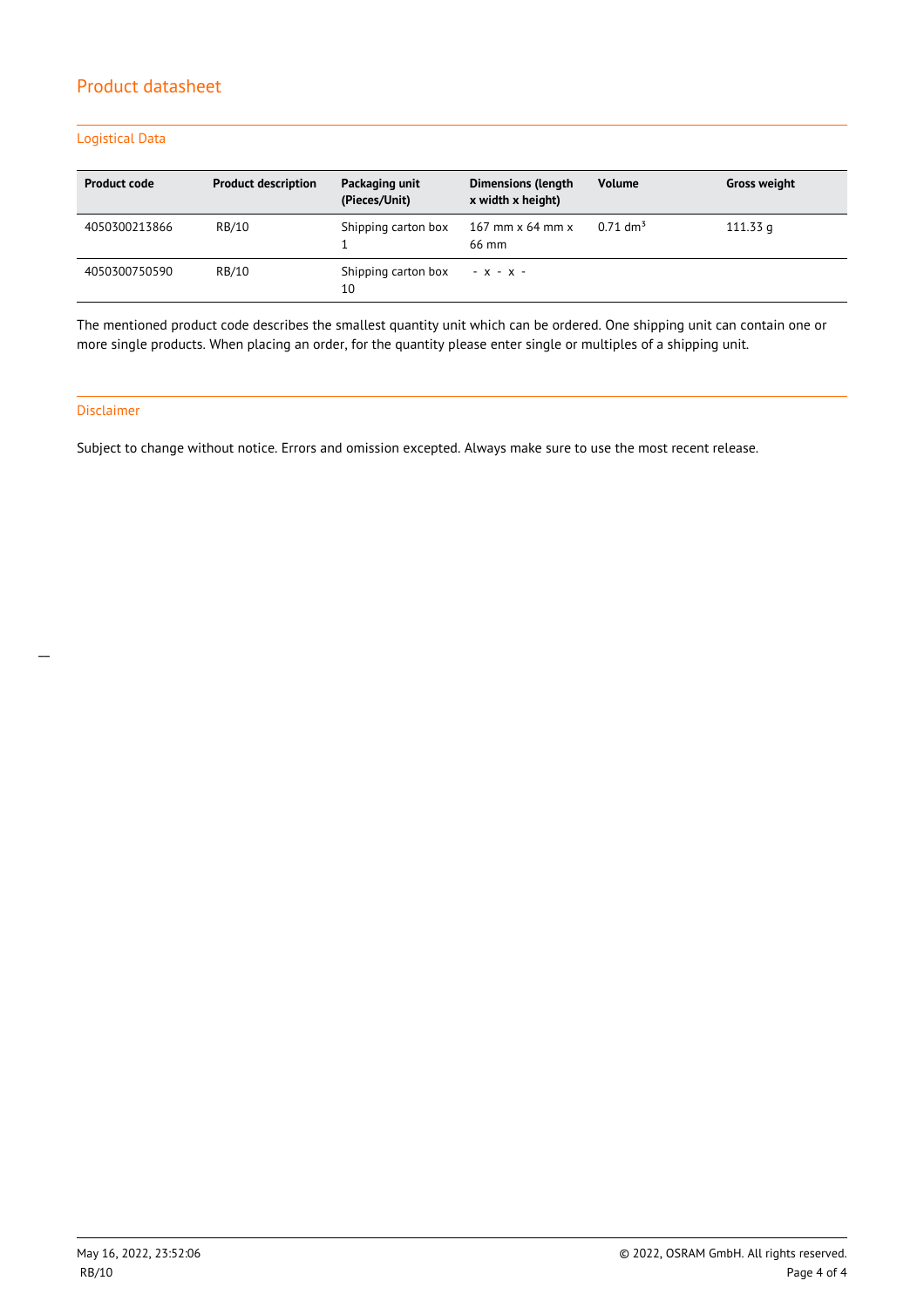## Logistical Data

| Product code | Product description | Packaging unit (Pieces/Unit) | Dimensions (length x width x height) | Volume | Gross weight |
| --- | --- | --- | --- | --- | --- |
| 4050300213866 | RB/10 | Shipping carton box 1 | 167 mm x 64 mm x 66 mm | 0.71 $dm^3$ | 111.33 g |
| 4050300750590 | RB/10 | Shipping carton box 10 | - x - x - | | |

The mentioned product code describes the smallest quantity unit which can be ordered. One shipping unit can contain one or more single products. When placing an order, for the quantity please enter single or multiples of a shipping unit.

## Disclaimer

Subject to change without notice. Errors and omission excepted. Always make sure to use the most recent release.